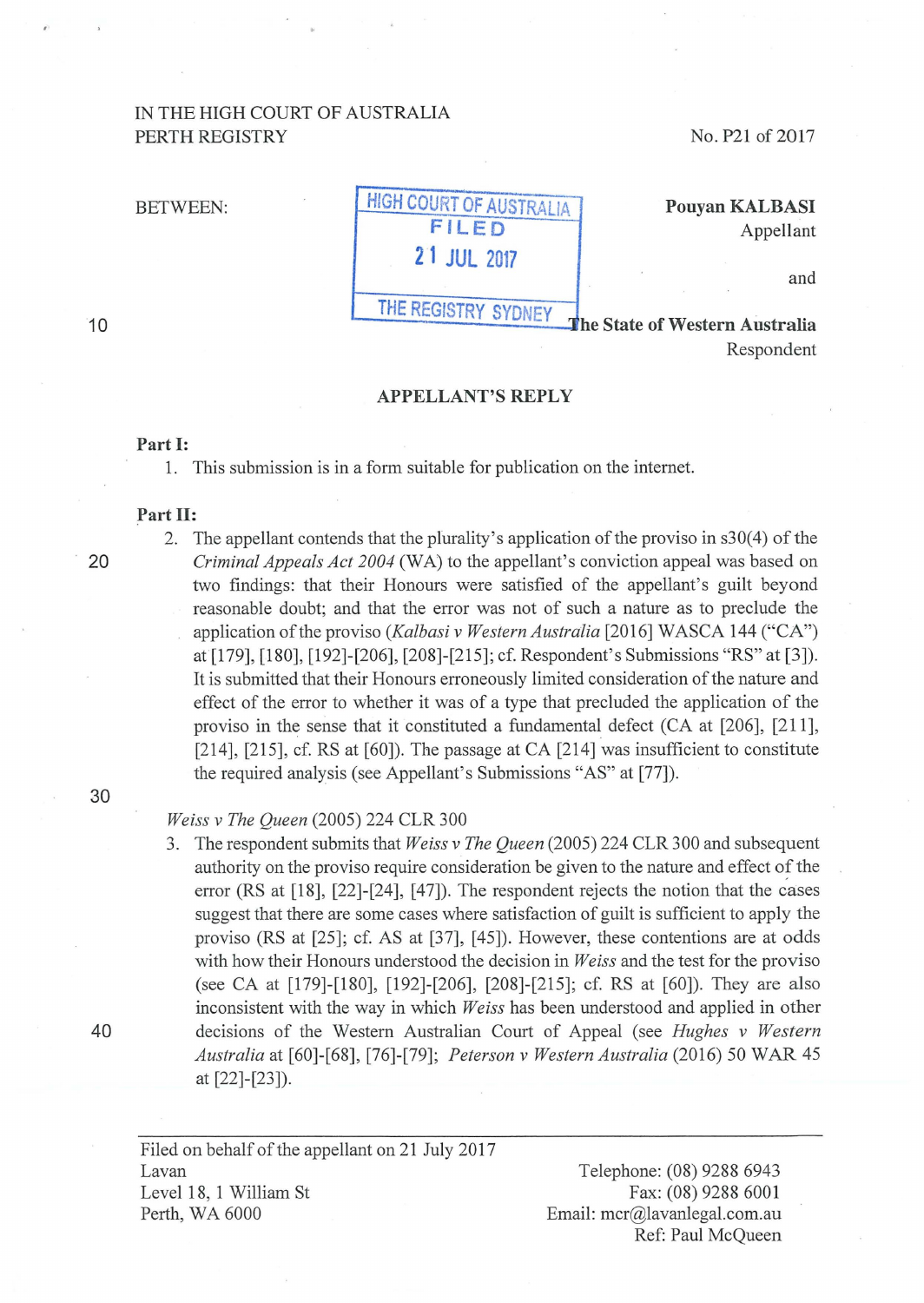IN THE HIGH COURT OF AUSTRALIA
PERTH REGISTRY

No. P21 of 2017

BETWEEN:

HIGH COURT OF AUSTRALIA
FILED
21 JUL 2017
THE REGISTRY SYDNEY

**Pouyan KALBASI**
Appellant

and

**The State of Western Australia**
Respondent

## APPELLANT'S REPLY

**Part I:**

1. This submission is in a form suitable for publication on the internet.

**Part II:**

2. The appellant contends that the plurality's application of the proviso in s30(4) of the *Criminal Appeals Act 2004* (WA) to the appellant's conviction appeal was based on two findings: that their Honours were satisfied of the appellant's guilt beyond reasonable doubt; and that the error was not of such a nature as to preclude the application of the proviso (*Kalbasi v Western Australia* [2016] WASCA 144 ("CA") at [179], [180], [192]-[206], [208]-[215]; cf. Respondent's Submissions "RS" at [3]). It is submitted that their Honours erroneously limited consideration of the nature and effect of the error to whether it was of a type that precluded the application of the proviso in the sense that it constituted a fundamental defect (CA at [206], [211], [214], [215], cf. RS at [60]). The passage at CA [214] was insufficient to constitute the required analysis (see Appellant's Submissions "AS" at [77]).

*Weiss v The Queen* (2005) 224 CLR 300

3. The respondent submits that *Weiss v The Queen* (2005) 224 CLR 300 and subsequent authority on the proviso require consideration be given to the nature and effect of the error (RS at [18], [22]-[24], [47]). The respondent rejects the notion that the cases suggest that there are some cases where satisfaction of guilt is sufficient to apply the proviso (RS at [25]; cf. AS at [37], [45]). However, these contentions are at odds with how their Honours understood the decision in *Weiss* and the test for the proviso (see CA at [179]-[180], [192]-[206], [208]-[215]; cf. RS at [60]). They are also inconsistent with the way in which *Weiss* has been understood and applied in other decisions of the Western Australian Court of Appeal (see *Hughes v Western Australia* at [60]-[68], [76]-[79]; *Peterson v Western Australia* (2016) 50 WAR 45 at [22]-[23]).

Filed on behalf of the appellant on 21 July 2017
Lavan
Level 18, 1 William St
Perth, WA 6000

Telephone: (08) 9288 6943
Fax: (08) 9288 6001
Email: mcr@lavanlegal.com.au
Ref: Paul McQueen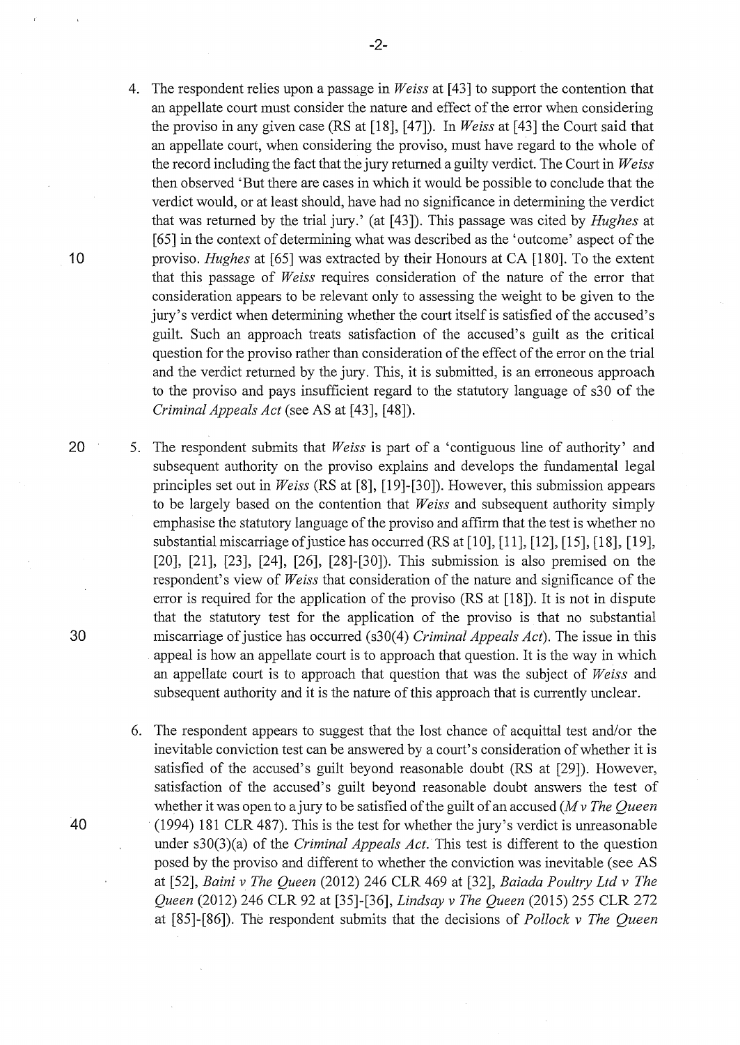4. The respondent relies upon a passage in *Weiss* at [43] to support the contention that an appellate court must consider the nature and effect of the error when considering the proviso in any given case (RS at [18], [47]). In *Weiss* at [43] the Court said that an appellate court, when considering the proviso, must have regard to the whole of the record including the fact that the jury returned a guilty verdict. The Court in *Weiss* then observed 'But there are cases in which it would be possible to conclude that the verdict would, or at least should, have had no significance in determining the verdict that was returned by the trial jury.' (at [43]). This passage was cited by *Hughes* at [65] in the context of determining what was described as the 'outcome' aspect of the proviso. *Hughes* at [65] was extracted by their Honours at CA [180]. To the extent that this passage of *Weiss* requires consideration of the nature of the error that consideration appears to be relevant only to assessing the weight to be given to the jury's verdict when determining whether the court itself is satisfied of the accused's guilt. Such an approach treats satisfaction of the accused's guilt as the critical question for the proviso rather than consideration of the effect of the error on the trial and the verdict returned by the jury. This, it is submitted, is an erroneous approach to the proviso and pays insufficient regard to the statutory language of s30 of the *Criminal Appeals Act* (see AS at [43], [48]).

5. The respondent submits that *Weiss* is part of a 'contiguous line of authority' and subsequent authority on the proviso explains and develops the fundamental legal principles set out in *Weiss* (RS at [8], [19]-[30]). However, this submission appears to be largely based on the contention that *Weiss* and subsequent authority simply emphasise the statutory language of the proviso and affirm that the test is whether no substantial miscarriage of justice has occurred (RS at [10], [11], [12], [15], [18], [19], [20], [21], [23], [24], [26], [28]-[30]). This submission is also premised on the respondent's view of *Weiss* that consideration of the nature and significance of the error is required for the application of the proviso (RS at [18]). It is not in dispute that the statutory test for the application of the proviso is that no substantial miscarriage of justice has occurred (s30(4) *Criminal Appeals Act*). The issue in this appeal is how an appellate court is to approach that question. It is the way in which an appellate court is to approach that question that was the subject of *Weiss* and subsequent authority and it is the nature of this approach that is currently unclear.

6. The respondent appears to suggest that the lost chance of acquittal test and/or the inevitable conviction test can be answered by a court's consideration of whether it is satisfied of the accused's guilt beyond reasonable doubt (RS at [29]). However, satisfaction of the accused's guilt beyond reasonable doubt answers the test of whether it was open to a jury to be satisfied of the guilt of an accused (*M v The Queen* (1994) 181 CLR 487). This is the test for whether the jury's verdict is unreasonable under s30(3)(a) of the *Criminal Appeals Act*. This test is different to the question posed by the proviso and different to whether the conviction was inevitable (see AS at [52], *Baini v The Queen* (2012) 246 CLR 469 at [32], *Baiada Poultry Ltd v The Queen* (2012) 246 CLR 92 at [35]-[36], *Lindsay v The Queen* (2015) 255 CLR 272 at [85]-[86]). The respondent submits that the decisions of *Pollock v The Queen*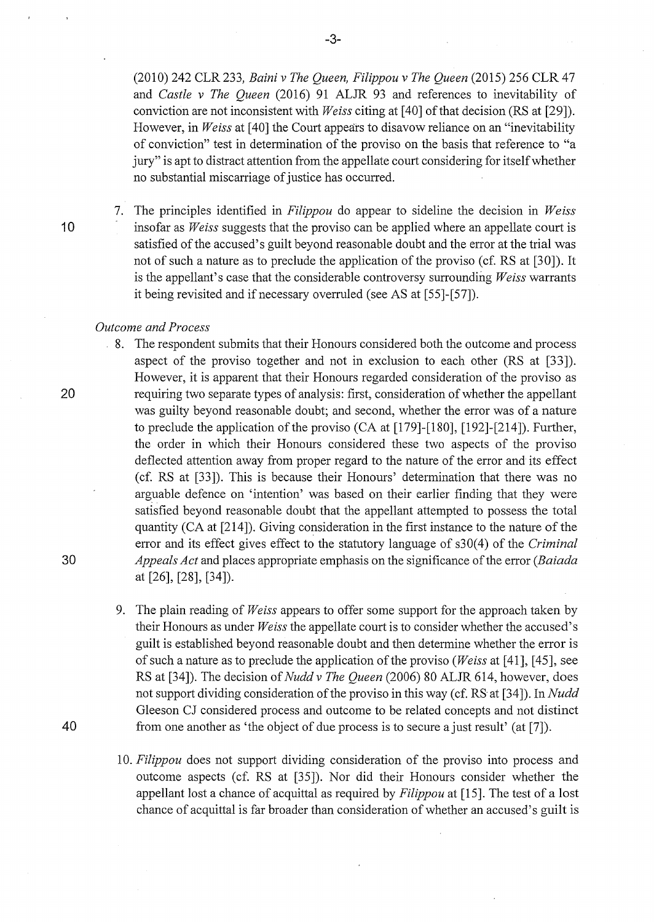(2010) 242 CLR 233, *Baini v The Queen, Filippou v The Queen* (2015) 256 CLR 47 and *Castle v The Queen* (2016) 91 ALJR 93 and references to inevitability of conviction are not inconsistent with *Weiss* citing at [40] of that decision (RS at [29]). However, in *Weiss* at [40] the Court appears to disavow reliance on an "inevitability of conviction" test in determination of the proviso on the basis that reference to "a jury" is apt to distract attention from the appellate court considering for itself whether no substantial miscarriage of justice has occurred.

7. The principles identified in *Filippou* do appear to sideline the decision in *Weiss* insofar as *Weiss* suggests that the proviso can be applied where an appellate court is satisfied of the accused's guilt beyond reasonable doubt and the error at the trial was not of such a nature as to preclude the application of the proviso (cf. RS at [30]). It is the appellant's case that the considerable controversy surrounding *Weiss* warrants it being revisited and if necessary overruled (see AS at [55]-[57]).

*Outcome and Process*

8. The respondent submits that their Honours considered both the outcome and process aspect of the proviso together and not in exclusion to each other (RS at [33]). However, it is apparent that their Honours regarded consideration of the proviso as requiring two separate types of analysis: first, consideration of whether the appellant was guilty beyond reasonable doubt; and second, whether the error was of a nature to preclude the application of the proviso (CA at [179]-[180], [192]-[214]). Further, the order in which their Honours considered these two aspects of the proviso deflected attention away from proper regard to the nature of the error and its effect (cf. RS at [33]). This is because their Honours' determination that there was no arguable defence on 'intention' was based on their earlier finding that they were satisfied beyond reasonable doubt that the appellant attempted to possess the total quantity (CA at [214]). Giving consideration in the first instance to the nature of the error and its effect gives effect to the statutory language of s30(4) of the *Criminal Appeals Act* and places appropriate emphasis on the significance of the error (*Baiada* at [26], [28], [34]).

9. The plain reading of *Weiss* appears to offer some support for the approach taken by their Honours as under *Weiss* the appellate court is to consider whether the accused's guilt is established beyond reasonable doubt and then determine whether the error is of such a nature as to preclude the application of the proviso (*Weiss* at [41], [45], see RS at [34]). The decision of *Nudd v The Queen* (2006) 80 ALJR 614, however, does not support dividing consideration of the proviso in this way (cf. RS at [34]). In *Nudd* Gleeson CJ considered process and outcome to be related concepts and not distinct from one another as 'the object of due process is to secure a just result' (at [7]).

10. *Filippou* does not support dividing consideration of the proviso into process and outcome aspects (cf. RS at [35]). Nor did their Honours consider whether the appellant lost a chance of acquittal as required by *Filippou* at [15]. The test of a lost chance of acquittal is far broader than consideration of whether an accused's guilt is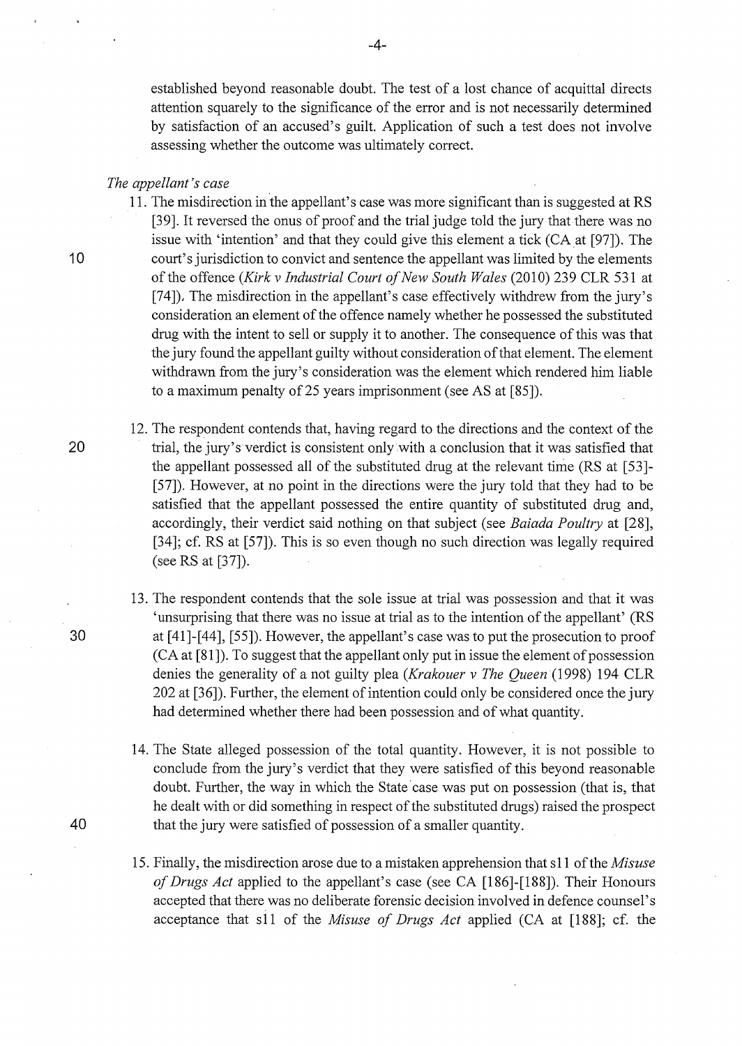established beyond reasonable doubt. The test of a lost chance of acquittal directs attention squarely to the significance of the error and is not necessarily determined by satisfaction of an accused's guilt. Application of such a test does not involve assessing whether the outcome was ultimately correct.

*The appellant's case*

11. The misdirection in the appellant's case was more significant than is suggested at RS [39]. It reversed the onus of proof and the trial judge told the jury that there was no issue with 'intention' and that they could give this element a tick (CA at [97]). The court's jurisdiction to convict and sentence the appellant was limited by the elements of the offence (*Kirk v Industrial Court of New South Wales* (2010) 239 CLR 531 at [74]). The misdirection in the appellant's case effectively withdrew from the jury's consideration an element of the offence namely whether he possessed the substituted drug with the intent to sell or supply it to another. The consequence of this was that the jury found the appellant guilty without consideration of that element. The element withdrawn from the jury's consideration was the element which rendered him liable to a maximum penalty of 25 years imprisonment (see AS at [85]).

12. The respondent contends that, having regard to the directions and the context of the trial, the jury's verdict is consistent only with a conclusion that it was satisfied that the appellant possessed all of the substituted drug at the relevant time (RS at [53]-[57]). However, at no point in the directions were the jury told that they had to be satisfied that the appellant possessed the entire quantity of substituted drug and, accordingly, their verdict said nothing on that subject (see *Baiada Poultry* at [28], [34]; cf. RS at [57]). This is so even though no such direction was legally required (see RS at [37]).

13. The respondent contends that the sole issue at trial was possession and that it was 'unsurprising that there was no issue at trial as to the intention of the appellant' (RS at [41]-[44], [55]). However, the appellant's case was to put the prosecution to proof (CA at [81]). To suggest that the appellant only put in issue the element of possession denies the generality of a not guilty plea (*Krakouer v The Queen* (1998) 194 CLR 202 at [36]). Further, the element of intention could only be considered once the jury had determined whether there had been possession and of what quantity.

14. The State alleged possession of the total quantity. However, it is not possible to conclude from the jury's verdict that they were satisfied of this beyond reasonable doubt. Further, the way in which the State case was put on possession (that is, that he dealt with or did something in respect of the substituted drugs) raised the prospect that the jury were satisfied of possession of a smaller quantity.

15. Finally, the misdirection arose due to a mistaken apprehension that s11 of the *Misuse of Drugs Act* applied to the appellant's case (see CA [186]-[188]). Their Honours accepted that there was no deliberate forensic decision involved in defence counsel's acceptance that s11 of the *Misuse of Drugs Act* applied (CA at [188]; cf. the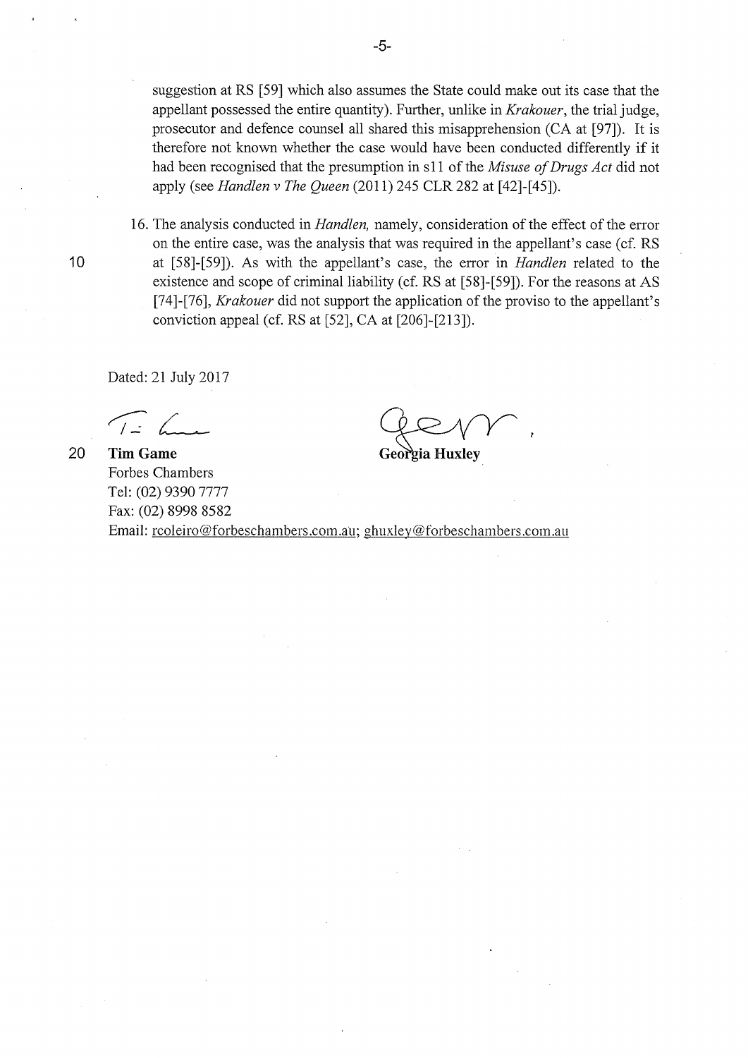suggestion at RS [59] which also assumes the State could make out its case that the appellant possessed the entire quantity). Further, unlike in *Krakouer*, the trial judge, prosecutor and defence counsel all shared this misapprehension (CA at [97]). It is therefore not known whether the case would have been conducted differently if it had been recognised that the presumption in s11 of the *Misuse of Drugs Act* did not apply (see *Handlen v The Queen* (2011) 245 CLR 282 at [42]-[45]).

16. The analysis conducted in *Handlen*, namely, consideration of the effect of the error on the entire case, was the analysis that was required in the appellant's case (cf. RS at [58]-[59]). As with the appellant's case, the error in *Handlen* related to the existence and scope of criminal liability (cf. RS at [58]-[59]). For the reasons at AS [74]-[76], *Krakouer* did not support the application of the proviso to the appellant's conviction appeal (cf. RS at [52], CA at [206]-[213]).

Dated: 21 July 2017

**Tim Game**
Forbes Chambers
Tel: (02) 9390 7777
Fax: (02) 8998 8582
Email: rcoleiro@forbeschambers.com.au; ghuxley@forbeschambers.com.au

**Georgia Huxley**